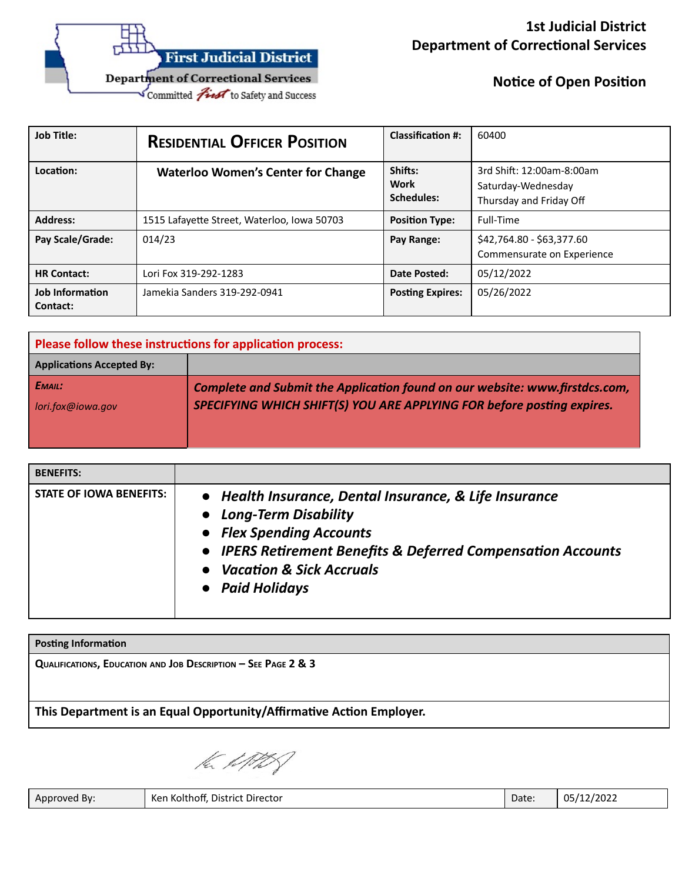# 1st Judicial District
# Department of Correctional Services

## Notice of Open Position

| **Job Title:** | **Residential Officer Position** | **Classification #:** | 60400 |
|---|---|---|---|
| **Location:** | **Waterloo Women's Center for Change** | **Shifts: Work Schedules:** | 3rd Shift: 12:00am-8:00am<br>Saturday-Wednesday<br>Thursday and Friday Off |
| **Address:** | 1515 Lafayette Street, Waterloo, Iowa 50703 | **Position Type:** | Full-Time |
| **Pay Scale/Grade:** | 014/23 | **Pay Range:** | $42,764.80 - $63,377.60<br>Commensurate on Experience |
| **HR Contact:** | Lori Fox 319-292-1283 | **Date Posted:** | 05/12/2022 |
| **Job Information Contact:** | Jamekia Sanders 319-292-0941 | **Posting Expires:** | 05/26/2022 |

| **Please follow these instructions for application process:** | |
|---|---|
| **Applications Accepted By:** | |
| ***Email:***<br>*lori.fox@iowa.gov* | ***Complete and Submit the Application found on our website: www.firstdcs.com, SPECIFYING WHICH SHIFT(S) YOU ARE APPLYING FOR before posting expires.*** |

| **BENEFITS:** | |
|---|---|
| **STATE OF IOWA BENEFITS:** | • ***Health Insurance, Dental Insurance, & Life Insurance***<br>• ***Long-Term Disability***<br>• ***Flex Spending Accounts***<br>• ***IPERS Retirement Benefits & Deferred Compensation Accounts***<br>• ***Vacation & Sick Accruals***<br>• ***Paid Holidays*** |

| **Posting Information** |
|---|
| **Qualifications, Education and Job Description – See Page 2 & 3** |
| **This Department is an Equal Opportunity/Affirmative Action Employer.** |

| Approved By: | Ken Kolthoff, District Director | Date: | 05/12/2022 |
|---|---|---|---|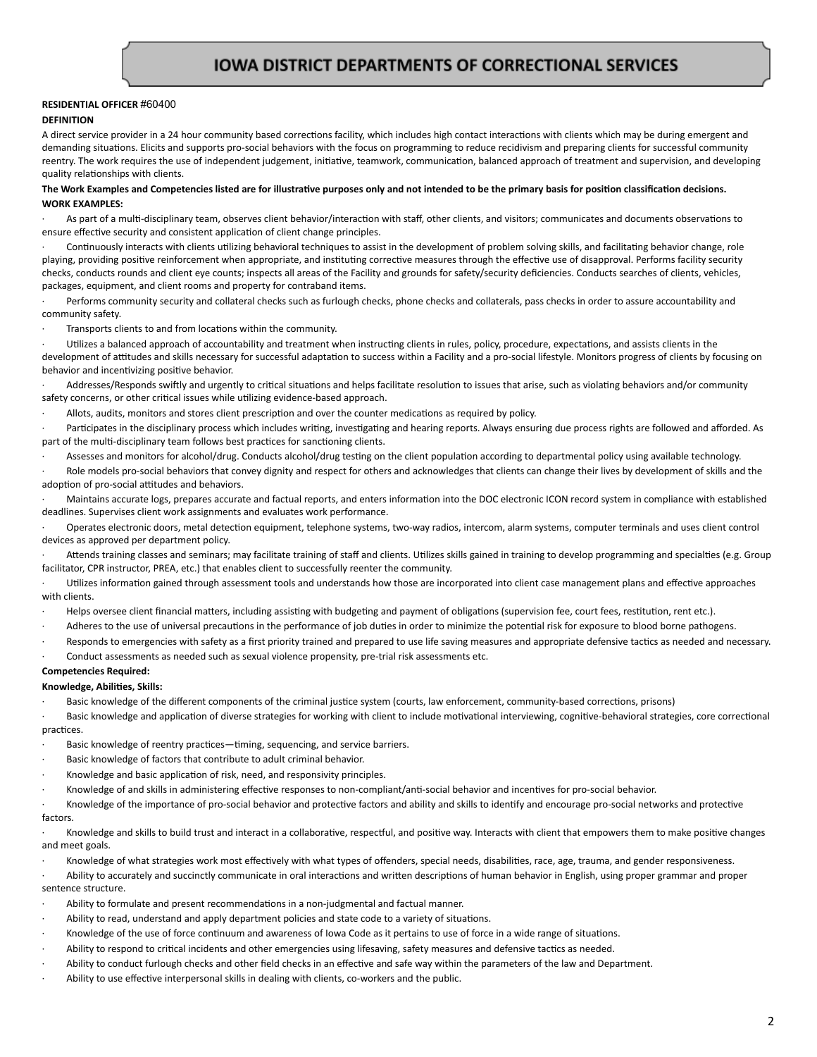# IOWA DISTRICT DEPARTMENTS OF CORRECTIONAL SERVICES

**RESIDENTIAL OFFICER** #60400

**DEFINITION**

A direct service provider in a 24 hour community based corrections facility, which includes high contact interactions with clients which may be during emergent and demanding situations. Elicits and supports pro-social behaviors with the focus on programming to reduce recidivism and preparing clients for successful community reentry. The work requires the use of independent judgement, initiative, teamwork, communication, balanced approach of treatment and supervision, and developing quality relationships with clients.

**The Work Examples and Competencies listed are for illustrative purposes only and not intended to be the primary basis for position classification decisions.**

**WORK EXAMPLES:**

- As part of a multi-disciplinary team, observes client behavior/interaction with staff, other clients, and visitors; communicates and documents observations to ensure effective security and consistent application of client change principles.
- Continuously interacts with clients utilizing behavioral techniques to assist in the development of problem solving skills, and facilitating behavior change, role playing, providing positive reinforcement when appropriate, and instituting corrective measures through the effective use of disapproval. Performs facility security checks, conducts rounds and client eye counts; inspects all areas of the Facility and grounds for safety/security deficiencies. Conducts searches of clients, vehicles, packages, equipment, and client rooms and property for contraband items.
- Performs community security and collateral checks such as furlough checks, phone checks and collaterals, pass checks in order to assure accountability and community safety.
- Transports clients to and from locations within the community.
- Utilizes a balanced approach of accountability and treatment when instructing clients in rules, policy, procedure, expectations, and assists clients in the development of attitudes and skills necessary for successful adaptation to success within a Facility and a pro-social lifestyle. Monitors progress of clients by focusing on behavior and incentivizing positive behavior.
- Addresses/Responds swiftly and urgently to critical situations and helps facilitate resolution to issues that arise, such as violating behaviors and/or community safety concerns, or other critical issues while utilizing evidence-based approach.
- Allots, audits, monitors and stores client prescription and over the counter medications as required by policy.
- Participates in the disciplinary process which includes writing, investigating and hearing reports. Always ensuring due process rights are followed and afforded. As part of the multi-disciplinary team follows best practices for sanctioning clients.
- Assesses and monitors for alcohol/drug. Conducts alcohol/drug testing on the client population according to departmental policy using available technology.
- Role models pro-social behaviors that convey dignity and respect for others and acknowledges that clients can change their lives by development of skills and the adoption of pro-social attitudes and behaviors.
- Maintains accurate logs, prepares accurate and factual reports, and enters information into the DOC electronic ICON record system in compliance with established deadlines. Supervises client work assignments and evaluates work performance.
- Operates electronic doors, metal detection equipment, telephone systems, two-way radios, intercom, alarm systems, computer terminals and uses client control devices as approved per department policy.
- Attends training classes and seminars; may facilitate training of staff and clients. Utilizes skills gained in training to develop programming and specialties (e.g. Group facilitator, CPR instructor, PREA, etc.) that enables client to successfully reenter the community.
- Utilizes information gained through assessment tools and understands how those are incorporated into client case management plans and effective approaches with clients.
- Helps oversee client financial matters, including assisting with budgeting and payment of obligations (supervision fee, court fees, restitution, rent etc.).
- Adheres to the use of universal precautions in the performance of job duties in order to minimize the potential risk for exposure to blood borne pathogens.
- Responds to emergencies with safety as a first priority trained and prepared to use life saving measures and appropriate defensive tactics as needed and necessary.
- Conduct assessments as needed such as sexual violence propensity, pre-trial risk assessments etc.

**Competencies Required:**

**Knowledge, Abilities, Skills:**

- Basic knowledge of the different components of the criminal justice system (courts, law enforcement, community-based corrections, prisons)
- Basic knowledge and application of diverse strategies for working with client to include motivational interviewing, cognitive-behavioral strategies, core correctional practices.
- Basic knowledge of reentry practices—timing, sequencing, and service barriers.
- Basic knowledge of factors that contribute to adult criminal behavior.
- Knowledge and basic application of risk, need, and responsivity principles.
- Knowledge of and skills in administering effective responses to non-compliant/anti-social behavior and incentives for pro-social behavior.
- Knowledge of the importance of pro-social behavior and protective factors and ability and skills to identify and encourage pro-social networks and protective factors.
- Knowledge and skills to build trust and interact in a collaborative, respectful, and positive way. Interacts with client that empowers them to make positive changes and meet goals.
- Knowledge of what strategies work most effectively with what types of offenders, special needs, disabilities, race, age, trauma, and gender responsiveness.
- Ability to accurately and succinctly communicate in oral interactions and written descriptions of human behavior in English, using proper grammar and proper sentence structure.
- Ability to formulate and present recommendations in a non-judgmental and factual manner.
- Ability to read, understand and apply department policies and state code to a variety of situations.
- Knowledge of the use of force continuum and awareness of Iowa Code as it pertains to use of force in a wide range of situations.
- Ability to respond to critical incidents and other emergencies using lifesaving, safety measures and defensive tactics as needed.
- Ability to conduct furlough checks and other field checks in an effective and safe way within the parameters of the law and Department.
- Ability to use effective interpersonal skills in dealing with clients, co-workers and the public.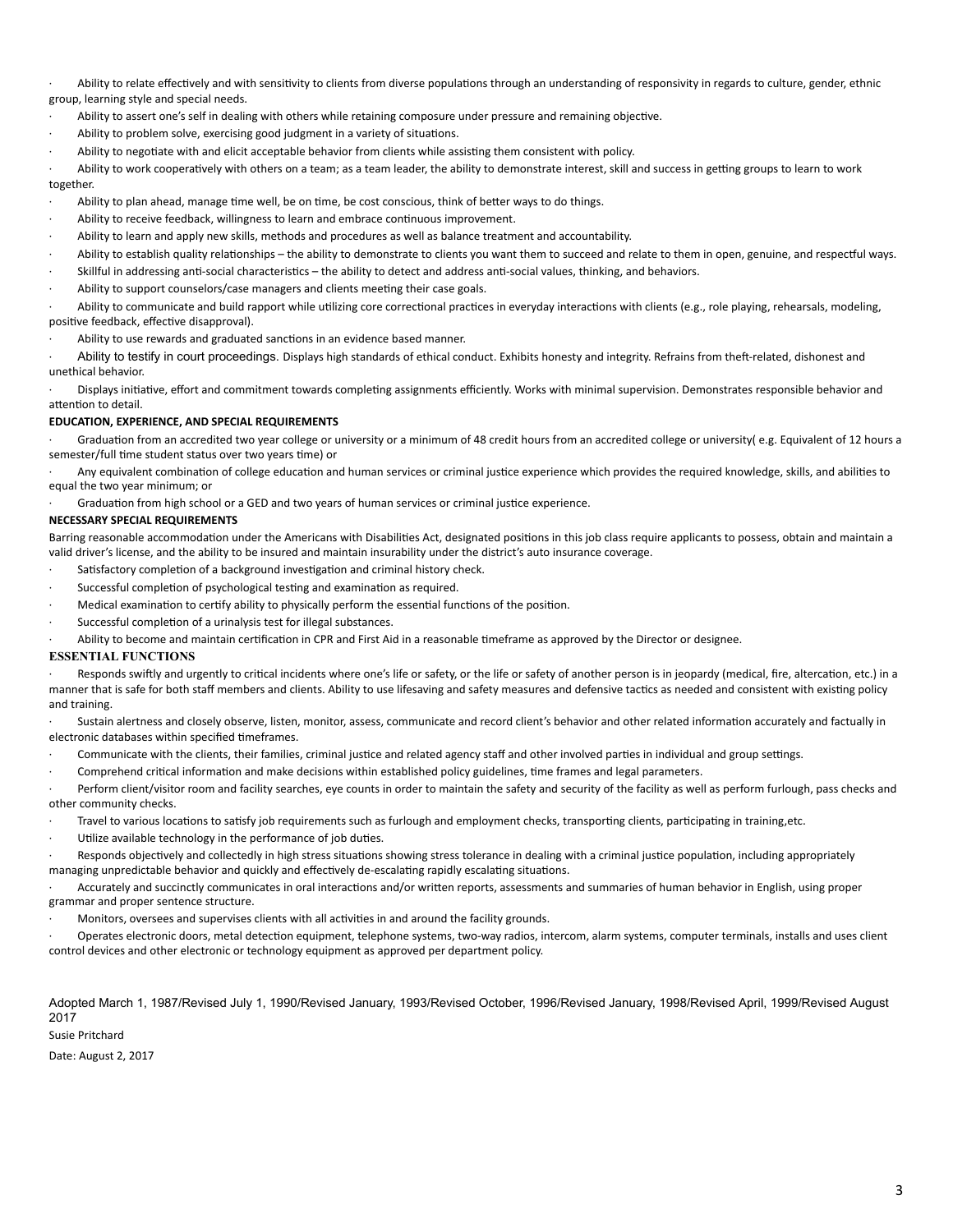- Ability to relate effectively and with sensitivity to clients from diverse populations through an understanding of responsivity in regards to culture, gender, ethnic group, learning style and special needs.
- Ability to assert one's self in dealing with others while retaining composure under pressure and remaining objective.
- Ability to problem solve, exercising good judgment in a variety of situations.
- Ability to negotiate with and elicit acceptable behavior from clients while assisting them consistent with policy.
- Ability to work cooperatively with others on a team; as a team leader, the ability to demonstrate interest, skill and success in getting groups to learn to work together.
- Ability to plan ahead, manage time well, be on time, be cost conscious, think of better ways to do things.
- Ability to receive feedback, willingness to learn and embrace continuous improvement.
- Ability to learn and apply new skills, methods and procedures as well as balance treatment and accountability.
- Ability to establish quality relationships – the ability to demonstrate to clients you want them to succeed and relate to them in open, genuine, and respectful ways.
- Skillful in addressing anti-social characteristics – the ability to detect and address anti-social values, thinking, and behaviors.
- Ability to support counselors/case managers and clients meeting their case goals.
- Ability to communicate and build rapport while utilizing core correctional practices in everyday interactions with clients (e.g., role playing, rehearsals, modeling, positive feedback, effective disapproval).
- Ability to use rewards and graduated sanctions in an evidence based manner.
- Ability to testify in court proceedings. Displays high standards of ethical conduct. Exhibits honesty and integrity. Refrains from theft-related, dishonest and unethical behavior.
- Displays initiative, effort and commitment towards completing assignments efficiently. Works with minimal supervision. Demonstrates responsible behavior and attention to detail.

**EDUCATION, EXPERIENCE, AND SPECIAL REQUIREMENTS**

- Graduation from an accredited two year college or university or a minimum of 48 credit hours from an accredited college or university( e.g. Equivalent of 12 hours a semester/full time student status over two years time) or
- Any equivalent combination of college education and human services or criminal justice experience which provides the required knowledge, skills, and abilities to equal the two year minimum; or
- Graduation from high school or a GED and two years of human services or criminal justice experience.

**NECESSARY SPECIAL REQUIREMENTS**

Barring reasonable accommodation under the Americans with Disabilities Act, designated positions in this job class require applicants to possess, obtain and maintain a valid driver's license, and the ability to be insured and maintain insurability under the district's auto insurance coverage.

- Satisfactory completion of a background investigation and criminal history check.
- Successful completion of psychological testing and examination as required.
- Medical examination to certify ability to physically perform the essential functions of the position.
- Successful completion of a urinalysis test for illegal substances.
- Ability to become and maintain certification in CPR and First Aid in a reasonable timeframe as approved by the Director or designee.

**ESSENTIAL FUNCTIONS**

- Responds swiftly and urgently to critical incidents where one's life or safety, or the life or safety of another person is in jeopardy (medical, fire, altercation, etc.) in a manner that is safe for both staff members and clients. Ability to use lifesaving and safety measures and defensive tactics as needed and consistent with existing policy and training.
- Sustain alertness and closely observe, listen, monitor, assess, communicate and record client's behavior and other related information accurately and factually in electronic databases within specified timeframes.
- Communicate with the clients, their families, criminal justice and related agency staff and other involved parties in individual and group settings.
- Comprehend critical information and make decisions within established policy guidelines, time frames and legal parameters.
- Perform client/visitor room and facility searches, eye counts in order to maintain the safety and security of the facility as well as perform furlough, pass checks and other community checks.
- Travel to various locations to satisfy job requirements such as furlough and employment checks, transporting clients, participating in training,etc.
- Utilize available technology in the performance of job duties.
- Responds objectively and collectedly in high stress situations showing stress tolerance in dealing with a criminal justice population, including appropriately managing unpredictable behavior and quickly and effectively de-escalating rapidly escalating situations.
- Accurately and succinctly communicates in oral interactions and/or written reports, assessments and summaries of human behavior in English, using proper grammar and proper sentence structure.
- Monitors, oversees and supervises clients with all activities in and around the facility grounds.
- Operates electronic doors, metal detection equipment, telephone systems, two-way radios, intercom, alarm systems, computer terminals, installs and uses client control devices and other electronic or technology equipment as approved per department policy.

Adopted March 1, 1987/Revised July 1, 1990/Revised January, 1993/Revised October, 1996/Revised January, 1998/Revised April, 1999/Revised August 2017

Susie Pritchard

Date: August 2, 2017